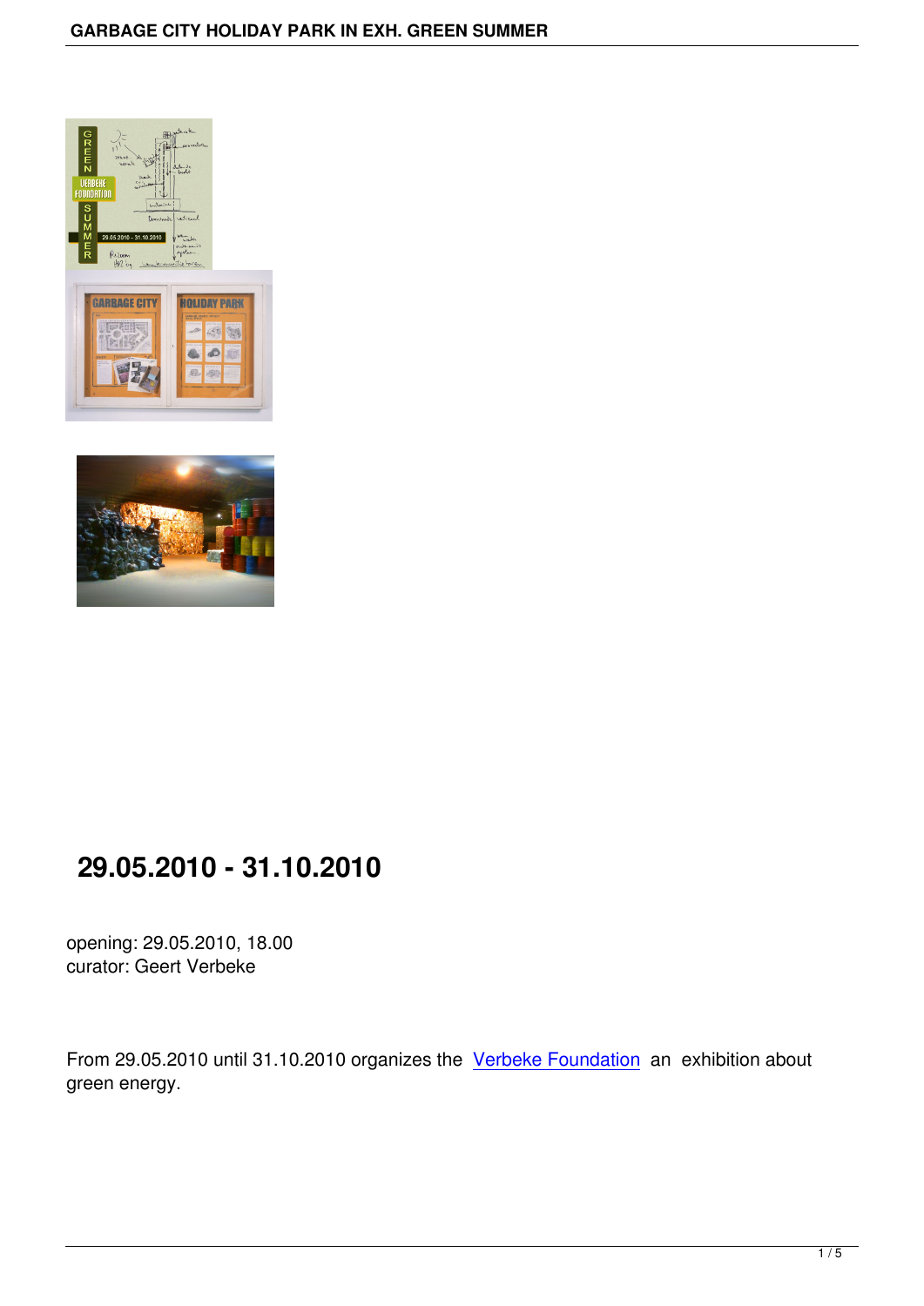# 29.05.2010 - 31.10.2010

opening: 29.05.2010, 18.00
curator: Geert Verbeke

From 29.05.2010 until 31.10.2010 organizes the Verbeke Foundation an exhibition about green energy.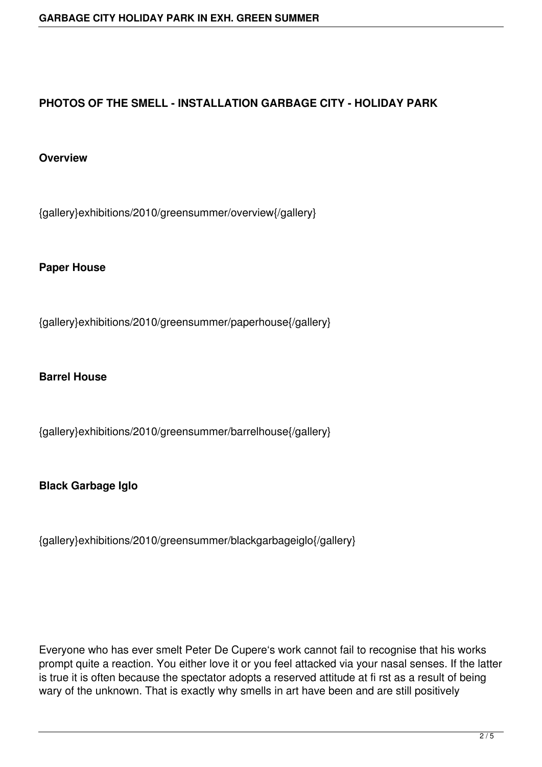## PHOTOS OF THE SMELL - INSTALLATION GARBAGE CITY - HOLIDAY PARK

**Overview**

{gallery}exhibitions/2010/greensummer/overview{/gallery}

**Paper House**

{gallery}exhibitions/2010/greensummer/paperhouse{/gallery}

**Barrel House**

{gallery}exhibitions/2010/greensummer/barrelhouse{/gallery}

**Black Garbage Iglo**

{gallery}exhibitions/2010/greensummer/blackgarbageiglo{/gallery}

Everyone who has ever smelt Peter De Cupere's work cannot fail to recognise that his works prompt quite a reaction. You either love it or you feel attacked via your nasal senses. If the latter is true it is often because the spectator adopts a reserved attitude at fi rst as a result of being wary of the unknown. That is exactly why smells in art have been and are still positively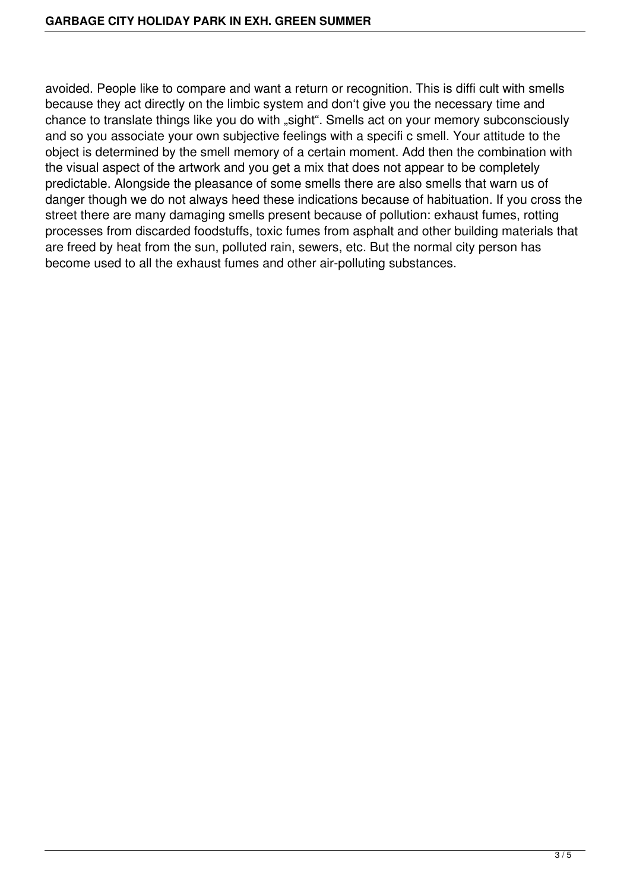avoided. People like to compare and want a return or recognition. This is diffi cult with smells because they act directly on the limbic system and don‘t give you the necessary time and chance to translate things like you do with „sight“. Smells act on your memory subconsciously and so you associate your own subjective feelings with a specifi c smell. Your attitude to the object is determined by the smell memory of a certain moment. Add then the combination with the visual aspect of the artwork and you get a mix that does not appear to be completely predictable. Alongside the pleasance of some smells there are also smells that warn us of danger though we do not always heed these indications because of habituation. If you cross the street there are many damaging smells present because of pollution: exhaust fumes, rotting processes from discarded foodstuffs, toxic fumes from asphalt and other building materials that are freed by heat from the sun, polluted rain, sewers, etc. But the normal city person has become used to all the exhaust fumes and other air-polluting substances.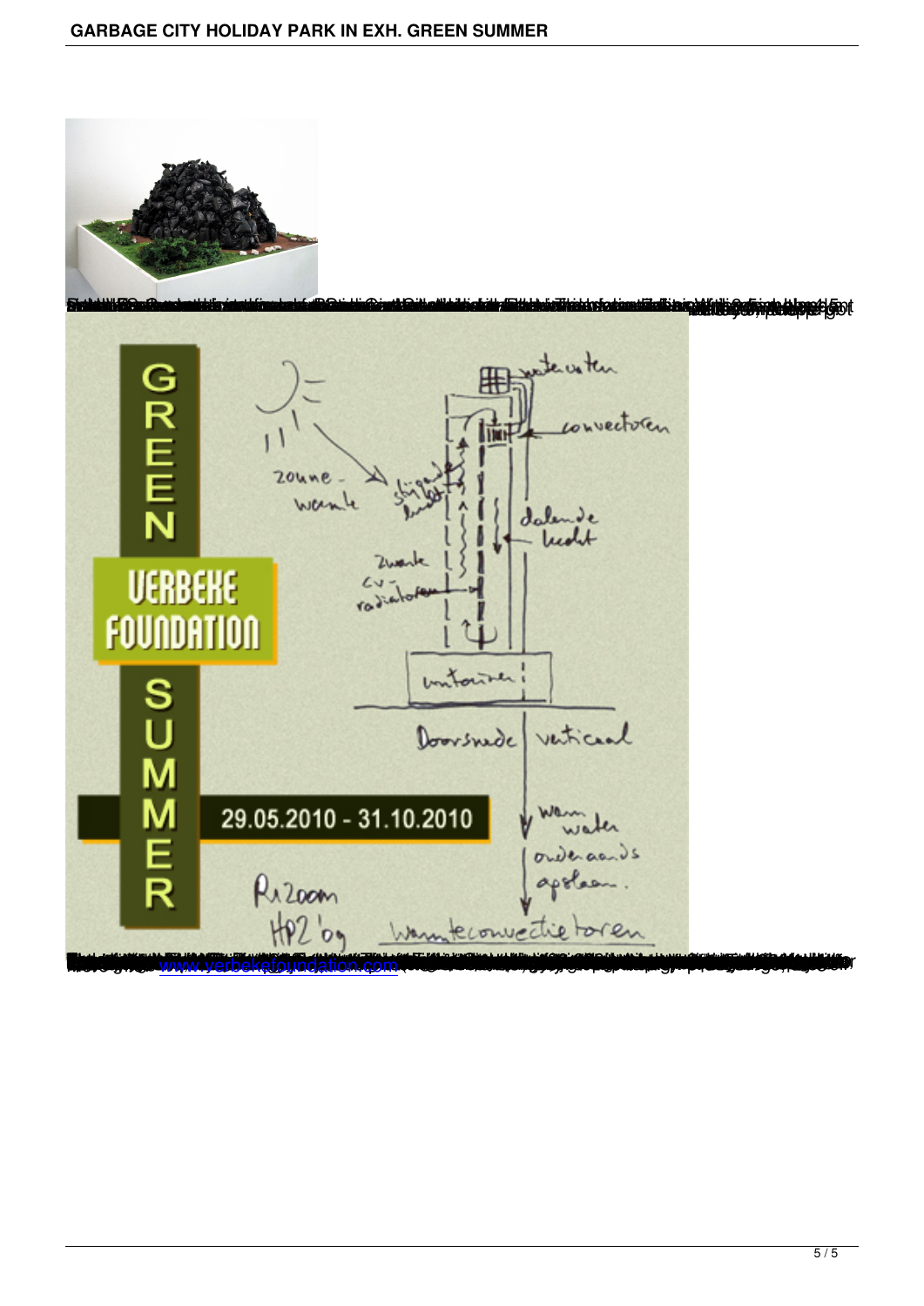www.verbekefoundation.com